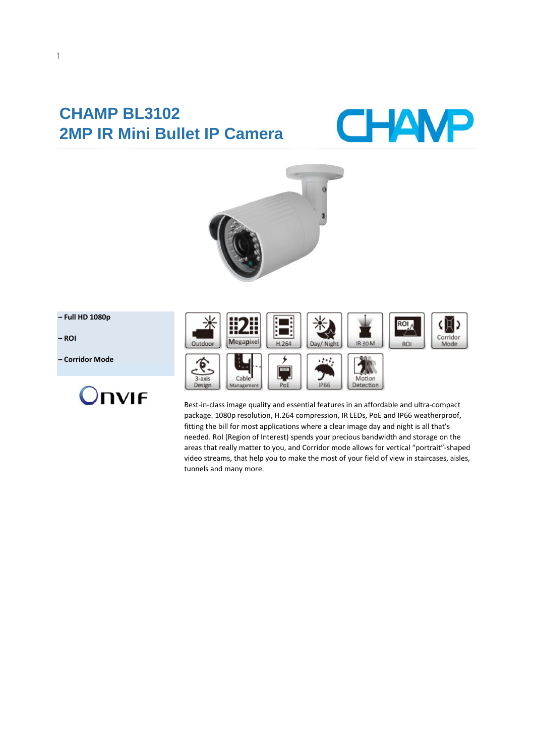# CHAMP BL3102
# 2MP IR Mini Bullet IP Camera

CHAMP

– **Full HD 1080p**

– **ROI**

– **Corridor Mode**

Outdoor | Megapixel | H.264 | Day/ Night | IR 30M | ROI | Corridor Mode | 3-axis Design | Cable Management | PoE | IP66 | Motion Detection

ONVIF

Best-in-class image quality and essential features in an affordable and ultra-compact package. 1080p resolution, H.264 compression, IR LEDs, PoE and IP66 weatherproof, fitting the bill for most applications where a clear image day and night is all that's needed. RoI (Region of Interest) spends your precious bandwidth and storage on the areas that really matter to you, and Corridor mode allows for vertical "portrait"-shaped video streams, that help you to make the most of your field of view in staircases, aisles, tunnels and many more.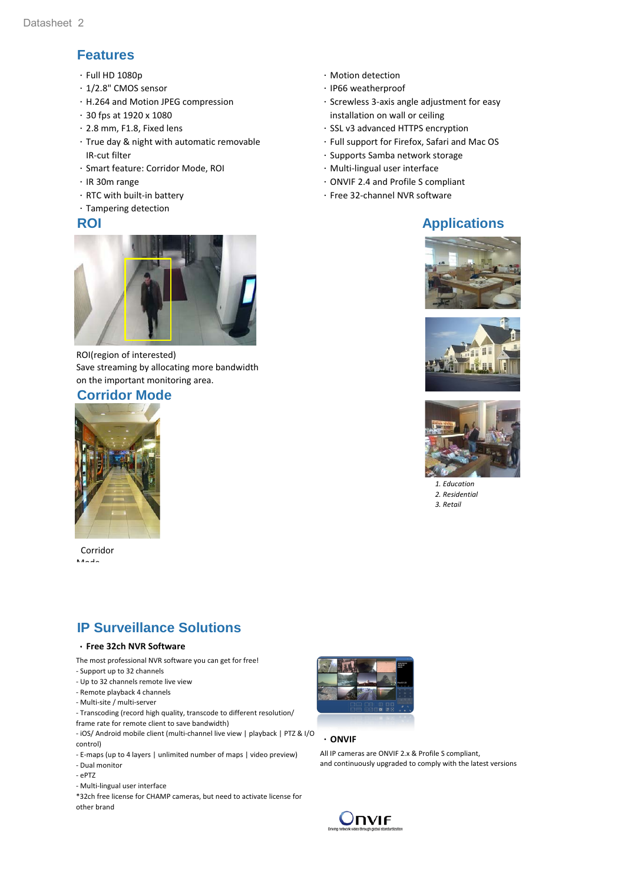## Features

- Full HD 1080p
- 1/2.8" CMOS sensor
- H.264 and Motion JPEG compression
- 30 fps at 1920 x 1080
- 2.8 mm, F1.8, Fixed lens
- True day & night with automatic removable IR-cut filter
- Smart feature: Corridor Mode, ROI
- IR 30m range
- RTC with built-in battery
- Tampering detection
- Motion detection
- IP66 weatherproof
- Screwless 3-axis angle adjustment for easy installation on wall or ceiling
- SSL v3 advanced HTTPS encryption
- Full support for Firefox, Safari and Mac OS
- Supports Samba network storage
- Multi-lingual user interface
- ONVIF 2.4 and Profile S compliant
- Free 32-channel NVR software

## ROI

ROI(region of interested)
Save streaming by allocating more bandwidth on the important monitoring area.

## Corridor Mode

Corridor Mode

## Applications

*1. Education*
*2. Residential*
*3. Retail*

## IP Surveillance Solutions

**・Free 32ch NVR Software**

The most professional NVR software you can get for free!
- Support up to 32 channels
- Up to 32 channels remote live view
- Remote playback 4 channels
- Multi-site / multi-server
- Transcoding (record high quality, transcode to different resolution/ frame rate for remote client to save bandwidth)
- iOS/ Android mobile client (multi-channel live view | playback | PTZ & I/O control)
- E-maps (up to 4 layers | unlimited number of maps | video preview)
- Dual monitor
- ePTZ
- Multi-lingual user interface

*32ch free license for CHAMP cameras, but need to activate license for other brand

**・ONVIF**

All IP cameras are ONVIF 2.x & Profile S compliant, and continuously upgraded to comply with the latest versions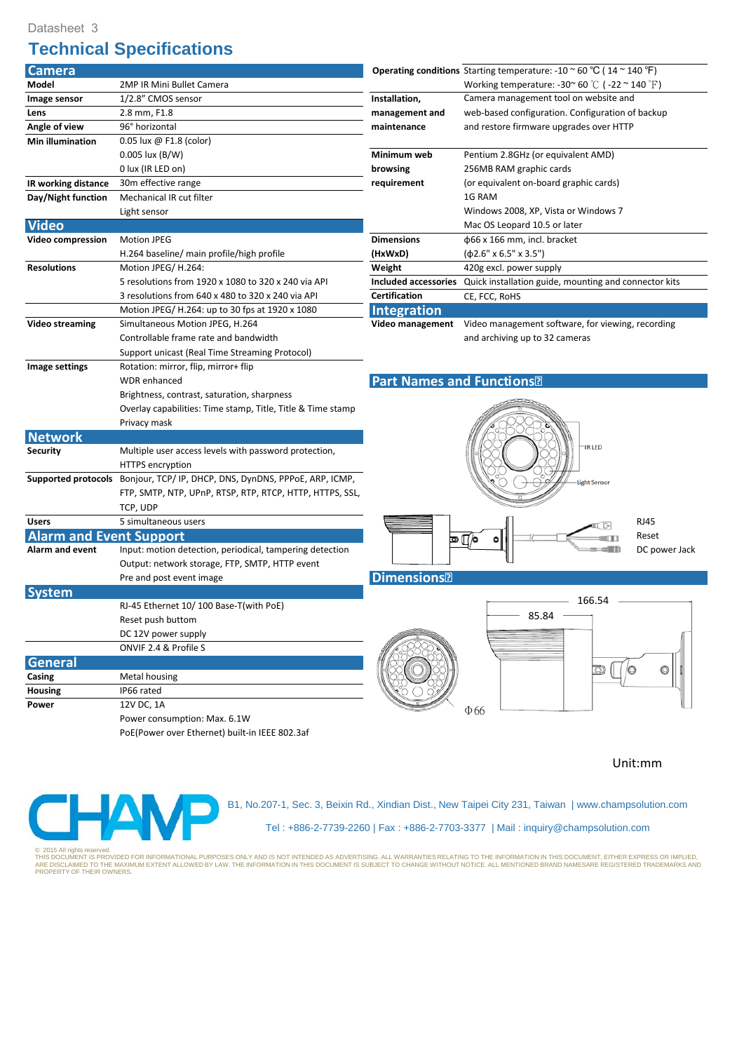## Technical Specifications

| | |
|---|---|
| **Camera** | |
| **Model** | 2MP IR Mini Bullet Camera |
| **Image sensor** | 1/2.8" CMOS sensor |
| **Lens** | 2.8 mm, F1.8 |
| **Angle of view** | 96° horizontal |
| **Min illumination** | 0.05 lux @ F1.8 (color)<br>0.005 lux (B/W)<br>0 lux (IR LED on) |
| **IR working distance** | 30m effective range |
| **Day/Night function** | Mechanical IR cut filter<br>Light sensor |
| **Video** | |
| **Video compression** | Motion JPEG<br>H.264 baseline/ main profile/high profile |
| **Resolutions** | Motion JPEG/ H.264:<br>5 resolutions from 1920 x 1080 to 320 x 240 via API<br>3 resolutions from 640 x 480 to 320 x 240 via API<br>Motion JPEG/ H.264: up to 30 fps at 1920 x 1080 |
| **Video streaming** | Simultaneous Motion JPEG, H.264<br>Controllable frame rate and bandwidth<br>Support unicast (Real Time Streaming Protocol) |
| **Image settings** | Rotation: mirror, flip, mirror+ flip<br>WDR enhanced<br>Brightness, contrast, saturation, sharpness<br>Overlay capabilities: Time stamp, Title, Title & Time stamp<br>Privacy mask |
| **Network** | |
| **Security** | Multiple user access levels with password protection,<br>HTTPS encryption |
| **Supported protocols** | Bonjour, TCP/ IP, DHCP, DNS, DynDNS, PPPoE, ARP, ICMP, FTP, SMTP, NTP, UPnP, RTSP, RTP, RTCP, HTTP, HTTPS, SSL, TCP, UDP |
| **Users** | 5 simultaneous users |
| **Alarm and Event Support** | |
| **Alarm and event** | Input: motion detection, periodical, tampering detection<br>Output: network storage, FTP, SMTP, HTTP event<br>Pre and post event image |
| **System** | |
| | RJ-45 Ethernet 10/ 100 Base-T(with PoE)<br>Reset push buttom<br>DC 12V power supply<br>ONVIF 2.4 & Profile S |
| **General** | |
| **Casing** | Metal housing |
| **Housing** | IP66 rated |
| **Power** | 12V DC, 1A<br>Power consumption: Max. 6.1W<br>PoE(Power over Ethernet) built-in IEEE 802.3af |

| | |
|---|---|
| **Operating conditions** | Starting temperature: -10 ~ 60 ℃ ( 14 ~ 140 ℉)<br>Working temperature: -30~ 60 ℃ ( -22 ~ 140 ℉) |
| **Installation, management and maintenance** | Camera management tool on website and web-based configuration. Configuration of backup and restore firmware upgrades over HTTP |
| **Minimum web browsing requirement** | Pentium 2.8GHz (or equivalent AMD)<br>256MB RAM graphic cards<br>(or equivalent on-board graphic cards)<br>1G RAM<br>Windows 2008, XP, Vista or Windows 7<br>Mac OS Leopard 10.5 or later |
| **Dimensions (HxWxD)** | ϕ66 x 166 mm, incl. bracket<br>(ϕ2.6" x 6.5" x 3.5") |
| **Weight** | 420g excl. power supply |
| **Included accessories** | Quick installation guide, mounting and connector kits |
| **Certification** | CE, FCC, RoHS |
| **Integration** | |
| **Video management** | Video management software, for viewing, recording and archiving up to 32 cameras |

### Part Names and Functions

IR LED

Light Sensor

RJ45

Reset

DC power Jack

### Dimensions

166.54

85.84

Φ66

Unit:mm

B1, No.207-1, Sec. 3, Beixin Rd., Xindian Dist., New Taipei City 231, Taiwan | www.champsolution.com

Tel : +886-2-7739-2260 | Fax : +886-2-7703-3377 | Mail : inquiry@champsolution.com

© 2015 All rights reserved.
THIS DOCUMENT IS PROVIDED FOR INFORMATIONAL PURPOSES ONLY AND IS NOT INTENDED AS ADVERTISING. ALL WARRANTIES RELATING TO THE INFORMATION IN THIS DOCUMENT, EITHER EXPRESS OR IMPLIED, ARE DISCLAIMED TO THE MAXIMUM EXTENT ALLOWED BY LAW. THE INFORMATION IN THIS DOCUMENT IS SUBJECT TO CHANGE WITHOUT NOTICE. ALL MENTIONED BRAND NAMESARE REGISTERED TRADEMARKS AND PROPERTY OF THEIR OWNERS.